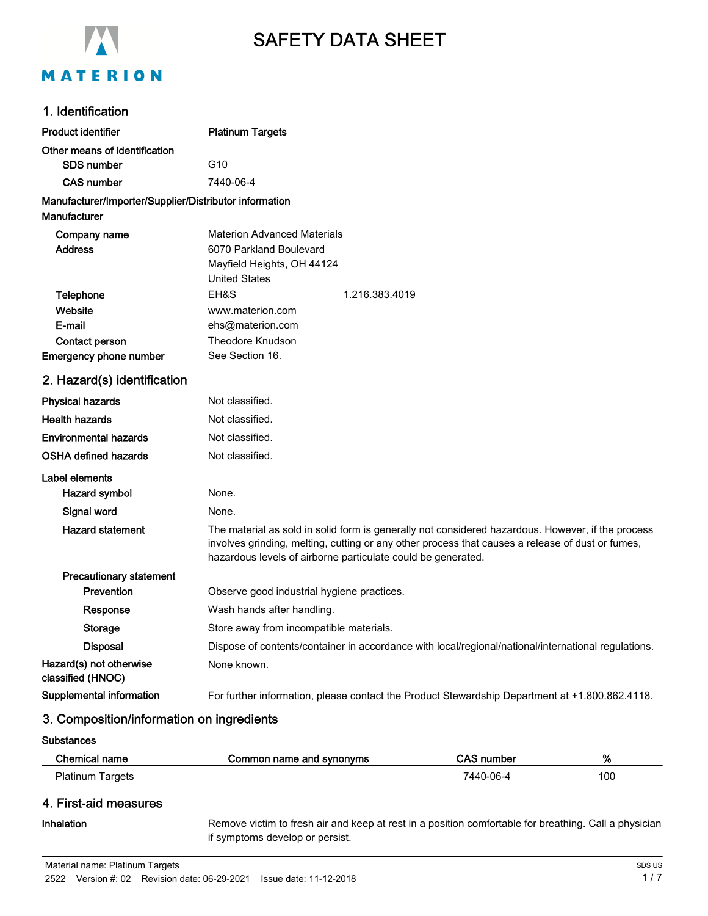# SAFETY DATA SHEET

## 1. Identification

**Product identifier** Platinum Targets

**Other means of identification**

**SDS number** G10

**CAS number** 7440-06-4

**Manufacturer/Importer/Supplier/Distributor information**

**Manufacturer**

**Company name** Materion Advanced Materials

**Address** 6070 Parkland Boulevard
Mayfield Heights, OH 44124
United States

**Telephone** EH&S 1.216.383.4019

**Website** www.materion.com

**E-mail** ehs@materion.com

**Contact person** Theodore Knudson

**Emergency phone number** See Section 16.

## 2. Hazard(s) identification

**Physical hazards** Not classified.

**Health hazards** Not classified.

**Environmental hazards** Not classified.

**OSHA defined hazards** Not classified.

**Label elements**

**Hazard symbol** None.

**Signal word** None.

**Hazard statement** The material as sold in solid form is generally not considered hazardous. However, if the process involves grinding, melting, cutting or any other process that causes a release of dust or fumes, hazardous levels of airborne particulate could be generated.

**Precautionary statement**

**Prevention** Observe good industrial hygiene practices.

**Response** Wash hands after handling.

**Storage** Store away from incompatible materials.

**Disposal** Dispose of contents/container in accordance with local/regional/national/international regulations.

**Hazard(s) not otherwise classified (HNOC)** None known.

**Supplemental information** For further information, please contact the Product Stewardship Department at +1.800.862.4118.

## 3. Composition/information on ingredients

**Substances**

| Chemical name | Common name and synonyms | CAS number | % |
|---|---|---|---|
| Platinum Targets | | 7440-06-4 | 100 |

## 4. First-aid measures

**Inhalation** Remove victim to fresh air and keep at rest in a position comfortable for breathing. Call a physician if symptoms develop or persist.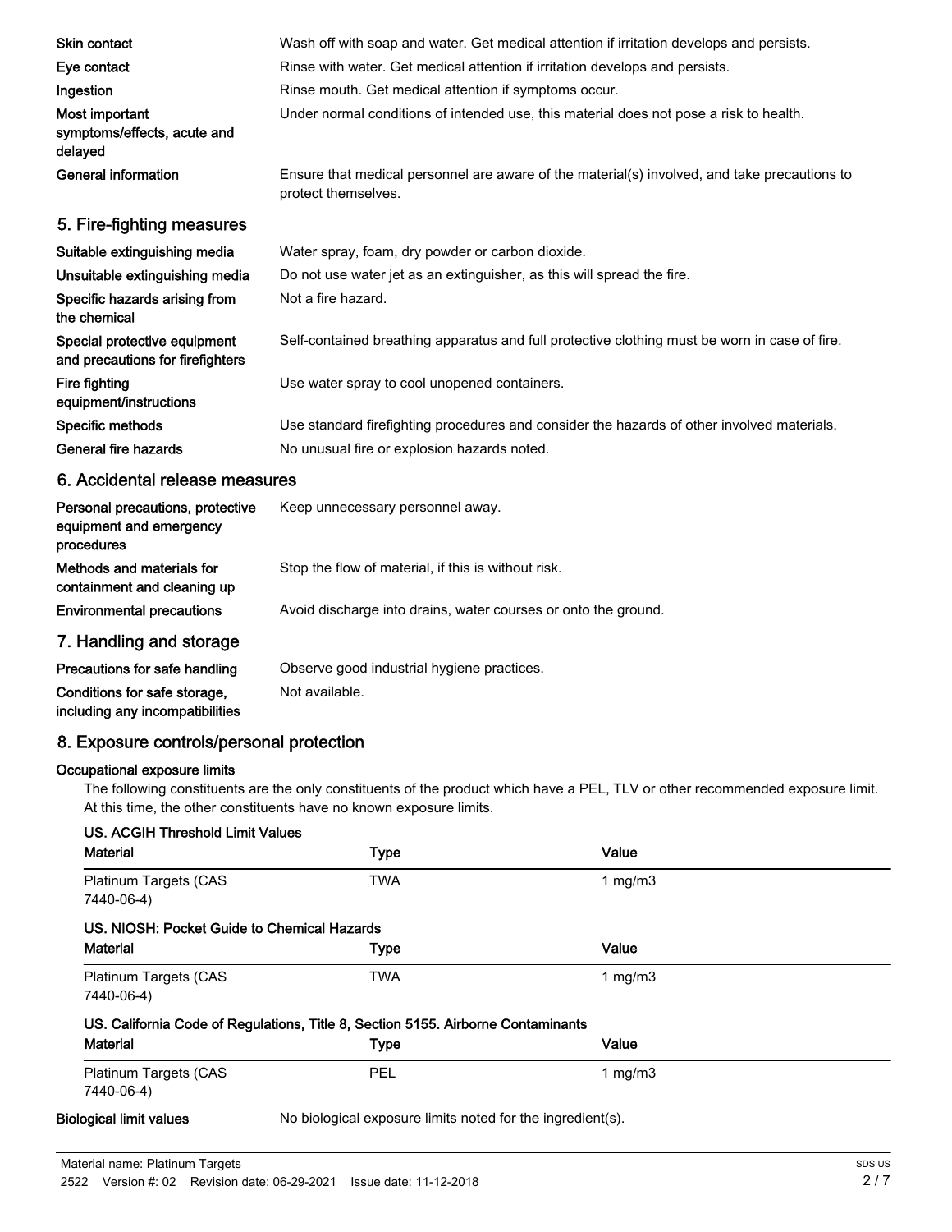| | |
|---|---|
| **Skin contact** | Wash off with soap and water. Get medical attention if irritation develops and persists. |
| **Eye contact** | Rinse with water. Get medical attention if irritation develops and persists. |
| **Ingestion** | Rinse mouth. Get medical attention if symptoms occur. |
| **Most important symptoms/effects, acute and delayed** | Under normal conditions of intended use, this material does not pose a risk to health. |
| **General information** | Ensure that medical personnel are aware of the material(s) involved, and take precautions to protect themselves. |

## 5. Fire-fighting measures

| | |
|---|---|
| **Suitable extinguishing media** | Water spray, foam, dry powder or carbon dioxide. |
| **Unsuitable extinguishing media** | Do not use water jet as an extinguisher, as this will spread the fire. |
| **Specific hazards arising from the chemical** | Not a fire hazard. |
| **Special protective equipment and precautions for firefighters** | Self-contained breathing apparatus and full protective clothing must be worn in case of fire. |
| **Fire fighting equipment/instructions** | Use water spray to cool unopened containers. |
| **Specific methods** | Use standard firefighting procedures and consider the hazards of other involved materials. |
| **General fire hazards** | No unusual fire or explosion hazards noted. |

## 6. Accidental release measures

| | |
|---|---|
| **Personal precautions, protective equipment and emergency procedures** | Keep unnecessary personnel away. |
| **Methods and materials for containment and cleaning up** | Stop the flow of material, if this is without risk. |
| **Environmental precautions** | Avoid discharge into drains, water courses or onto the ground. |

## 7. Handling and storage

| | |
|---|---|
| **Precautions for safe handling** | Observe good industrial hygiene practices. |
| **Conditions for safe storage, including any incompatibilities** | Not available. |

## 8. Exposure controls/personal protection

**Occupational exposure limits**

The following constituents are the only constituents of the product which have a PEL, TLV or other recommended exposure limit. At this time, the other constituents have no known exposure limits.

**US. ACGIH Threshold Limit Values**

| Material | Type | Value |
|---|---|---|
| Platinum Targets (CAS 7440-06-4) | TWA | 1 mg/m3 |

**US. NIOSH: Pocket Guide to Chemical Hazards**

| Material | Type | Value |
|---|---|---|
| Platinum Targets (CAS 7440-06-4) | TWA | 1 mg/m3 |

**US. California Code of Regulations, Title 8, Section 5155. Airborne Contaminants**

| Material | Type | Value |
|---|---|---|
| Platinum Targets (CAS 7440-06-4) | PEL | 1 mg/m3 |

**Biological limit values** No biological exposure limits noted for the ingredient(s).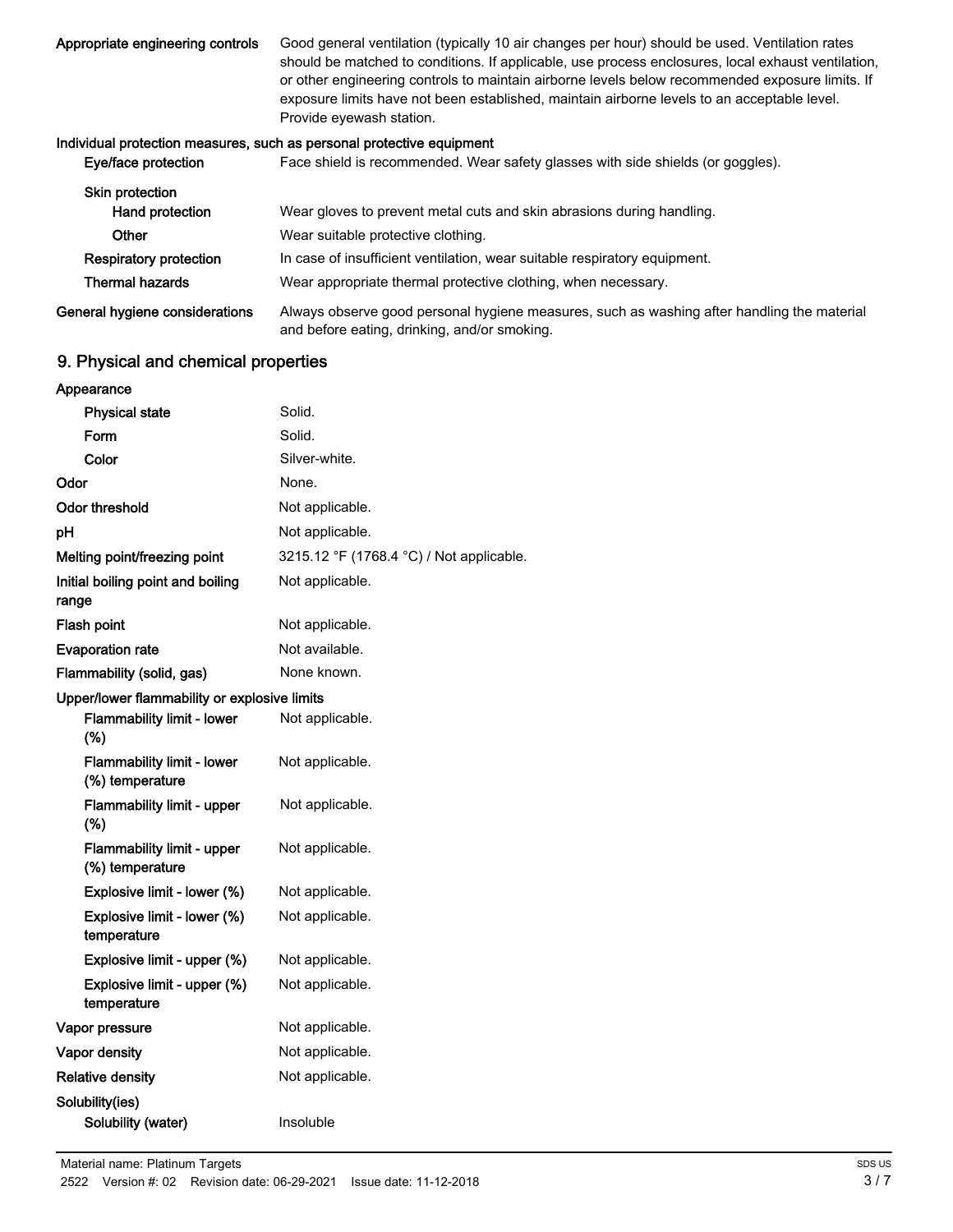| | |
|---|---|
| **Appropriate engineering controls** | Good general ventilation (typically 10 air changes per hour) should be used. Ventilation rates should be matched to conditions. If applicable, use process enclosures, local exhaust ventilation, or other engineering controls to maintain airborne levels below recommended exposure limits. If exposure limits have not been established, maintain airborne levels to an acceptable level. Provide eyewash station. |

**Individual protection measures, such as personal protective equipment**

| | |
|---|---|
| **Eye/face protection** | Face shield is recommended. Wear safety glasses with side shields (or goggles). |
| **Skin protection** | |
| **Hand protection** | Wear gloves to prevent metal cuts and skin abrasions during handling. |
| **Other** | Wear suitable protective clothing. |
| **Respiratory protection** | In case of insufficient ventilation, wear suitable respiratory equipment. |
| **Thermal hazards** | Wear appropriate thermal protective clothing, when necessary. |
| **General hygiene considerations** | Always observe good personal hygiene measures, such as washing after handling the material and before eating, drinking, and/or smoking. |

## 9. Physical and chemical properties

| | |
|---|---|
| **Appearance** | |
| **Physical state** | Solid. |
| **Form** | Solid. |
| **Color** | Silver-white. |
| **Odor** | None. |
| **Odor threshold** | Not applicable. |
| **pH** | Not applicable. |
| **Melting point/freezing point** | 3215.12 °F (1768.4 °C) / Not applicable. |
| **Initial boiling point and boiling range** | Not applicable. |
| **Flash point** | Not applicable. |
| **Evaporation rate** | Not available. |
| **Flammability (solid, gas)** | None known. |
| **Upper/lower flammability or explosive limits** | |
| **Flammability limit - lower (%)** | Not applicable. |
| **Flammability limit - lower (%) temperature** | Not applicable. |
| **Flammability limit - upper (%)** | Not applicable. |
| **Flammability limit - upper (%) temperature** | Not applicable. |
| **Explosive limit - lower (%)** | Not applicable. |
| **Explosive limit - lower (%) temperature** | Not applicable. |
| **Explosive limit - upper (%)** | Not applicable. |
| **Explosive limit - upper (%) temperature** | Not applicable. |
| **Vapor pressure** | Not applicable. |
| **Vapor density** | Not applicable. |
| **Relative density** | Not applicable. |
| **Solubility(ies)** | |
| **Solubility (water)** | Insoluble |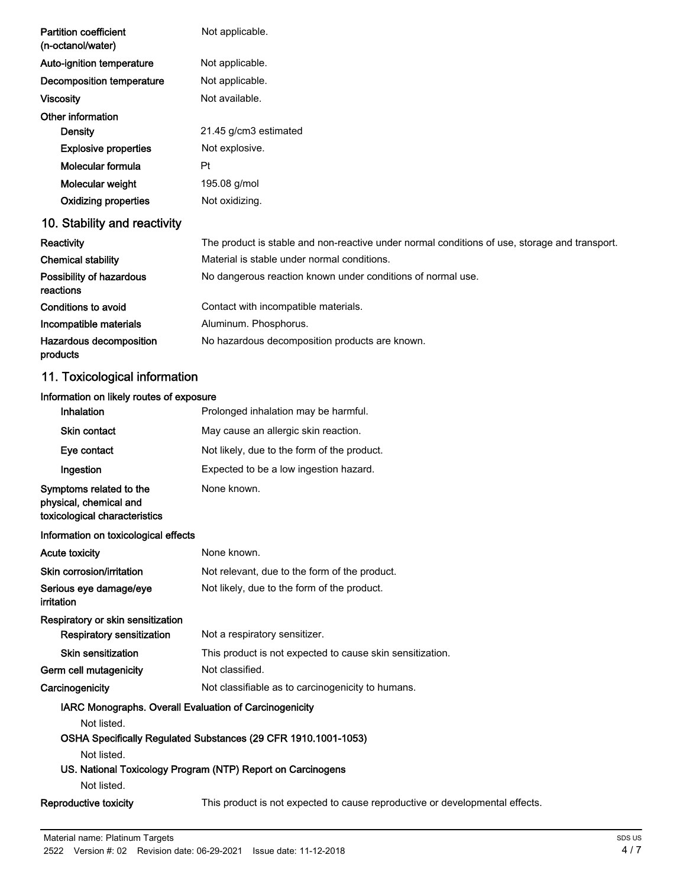| | |
|---|---|
| **Partition coefficient (n-octanol/water)** | Not applicable. |
| **Auto-ignition temperature** | Not applicable. |
| **Decomposition temperature** | Not applicable. |
| **Viscosity** | Not available. |

**Other information**

| | |
|---|---|
| **Density** | 21.45 g/cm3 estimated |
| **Explosive properties** | Not explosive. |
| **Molecular formula** | Pt |
| **Molecular weight** | 195.08 g/mol |
| **Oxidizing properties** | Not oxidizing. |

## 10. Stability and reactivity

| | |
|---|---|
| **Reactivity** | The product is stable and non-reactive under normal conditions of use, storage and transport. |
| **Chemical stability** | Material is stable under normal conditions. |
| **Possibility of hazardous reactions** | No dangerous reaction known under conditions of normal use. |
| **Conditions to avoid** | Contact with incompatible materials. |
| **Incompatible materials** | Aluminum. Phosphorus. |
| **Hazardous decomposition products** | No hazardous decomposition products are known. |

## 11. Toxicological information

**Information on likely routes of exposure**

| | |
|---|---|
| **Inhalation** | Prolonged inhalation may be harmful. |
| **Skin contact** | May cause an allergic skin reaction. |
| **Eye contact** | Not likely, due to the form of the product. |
| **Ingestion** | Expected to be a low ingestion hazard. |
| **Symptoms related to the physical, chemical and toxicological characteristics** | None known. |

**Information on toxicological effects**

| | |
|---|---|
| **Acute toxicity** | None known. |
| **Skin corrosion/irritation** | Not relevant, due to the form of the product. |
| **Serious eye damage/eye irritation** | Not likely, due to the form of the product. |

**Respiratory or skin sensitization**

| | |
|---|---|
| **Respiratory sensitization** | Not a respiratory sensitizer. |
| **Skin sensitization** | This product is not expected to cause skin sensitization. |
| **Germ cell mutagenicity** | Not classified. |
| **Carcinogenicity** | Not classifiable as to carcinogenicity to humans. |

**IARC Monographs. Overall Evaluation of Carcinogenicity**

Not listed.

**OSHA Specifically Regulated Substances (29 CFR 1910.1001-1053)**

Not listed.

**US. National Toxicology Program (NTP) Report on Carcinogens**

Not listed.

| | |
|---|---|
| **Reproductive toxicity** | This product is not expected to cause reproductive or developmental effects. |

Material name: Platinum Targets
2522 Version #: 02 Revision date: 06-29-2021 Issue date: 11-12-2018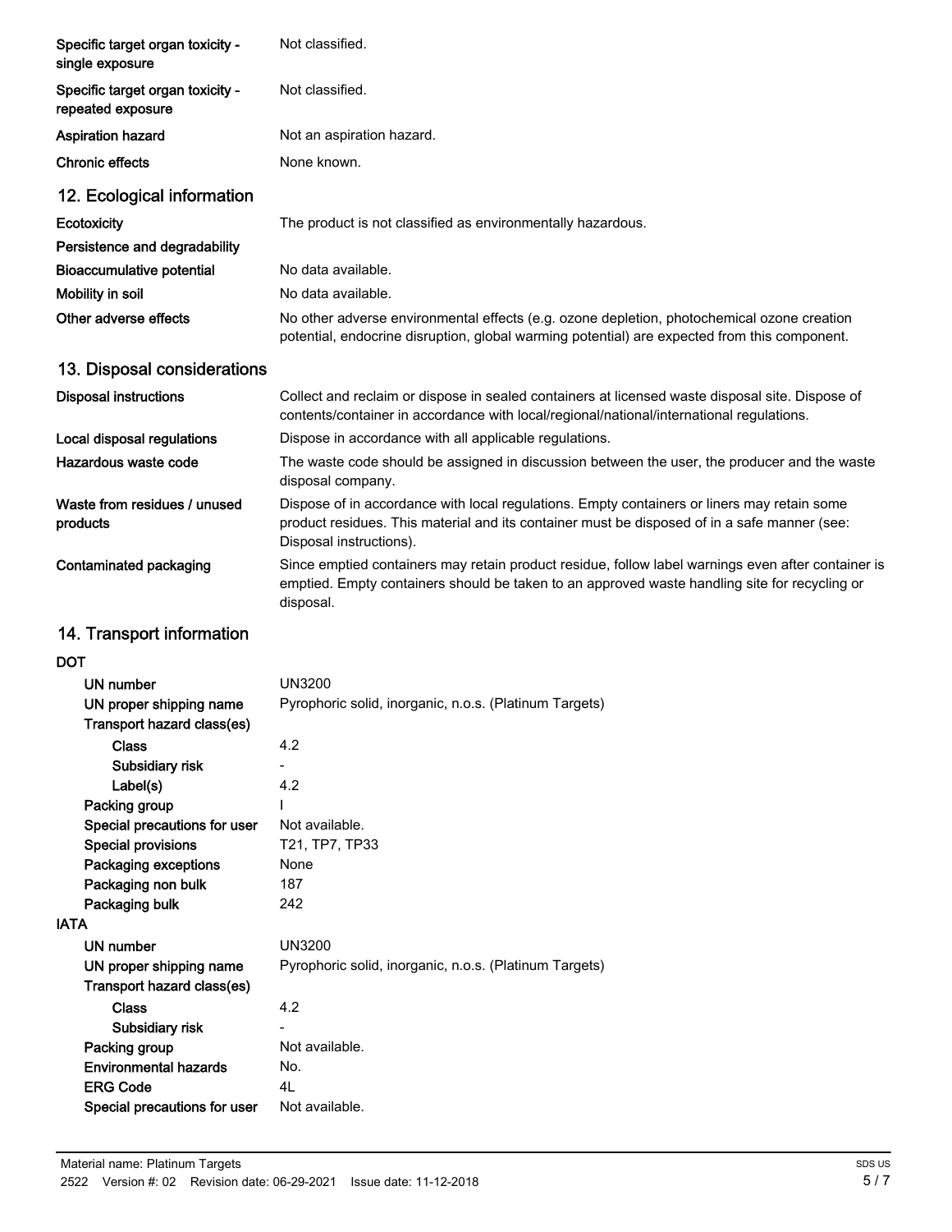| | |
|---|---|
| **Specific target organ toxicity - single exposure** | Not classified. |
| **Specific target organ toxicity - repeated exposure** | Not classified. |
| **Aspiration hazard** | Not an aspiration hazard. |
| **Chronic effects** | None known. |

## 12. Ecological information

| | |
|---|---|
| **Ecotoxicity** | The product is not classified as environmentally hazardous. |
| **Persistence and degradability** | |
| **Bioaccumulative potential** | No data available. |
| **Mobility in soil** | No data available. |
| **Other adverse effects** | No other adverse environmental effects (e.g. ozone depletion, photochemical ozone creation potential, endocrine disruption, global warming potential) are expected from this component. |

## 13. Disposal considerations

| | |
|---|---|
| **Disposal instructions** | Collect and reclaim or dispose in sealed containers at licensed waste disposal site. Dispose of contents/container in accordance with local/regional/national/international regulations. |
| **Local disposal regulations** | Dispose in accordance with all applicable regulations. |
| **Hazardous waste code** | The waste code should be assigned in discussion between the user, the producer and the waste disposal company. |
| **Waste from residues / unused products** | Dispose of in accordance with local regulations. Empty containers or liners may retain some product residues. This material and its container must be disposed of in a safe manner (see: Disposal instructions). |
| **Contaminated packaging** | Since emptied containers may retain product residue, follow label warnings even after container is emptied. Empty containers should be taken to an approved waste handling site for recycling or disposal. |

## 14. Transport information

**DOT**

| | |
|---|---|
| **UN number** | UN3200 |
| **UN proper shipping name** | Pyrophoric solid, inorganic, n.o.s. (Platinum Targets) |
| **Transport hazard class(es)** | |
| **Class** | 4.2 |
| **Subsidiary risk** | - |
| **Label(s)** | 4.2 |
| **Packing group** | I |
| **Special precautions for user** | Not available. |
| **Special provisions** | T21, TP7, TP33 |
| **Packaging exceptions** | None |
| **Packaging non bulk** | 187 |
| **Packaging bulk** | 242 |

**IATA**

| | |
|---|---|
| **UN number** | UN3200 |
| **UN proper shipping name** | Pyrophoric solid, inorganic, n.o.s. (Platinum Targets) |
| **Transport hazard class(es)** | |
| **Class** | 4.2 |
| **Subsidiary risk** | - |
| **Packing group** | Not available. |
| **Environmental hazards** | No. |
| **ERG Code** | 4L |
| **Special precautions for user** | Not available. |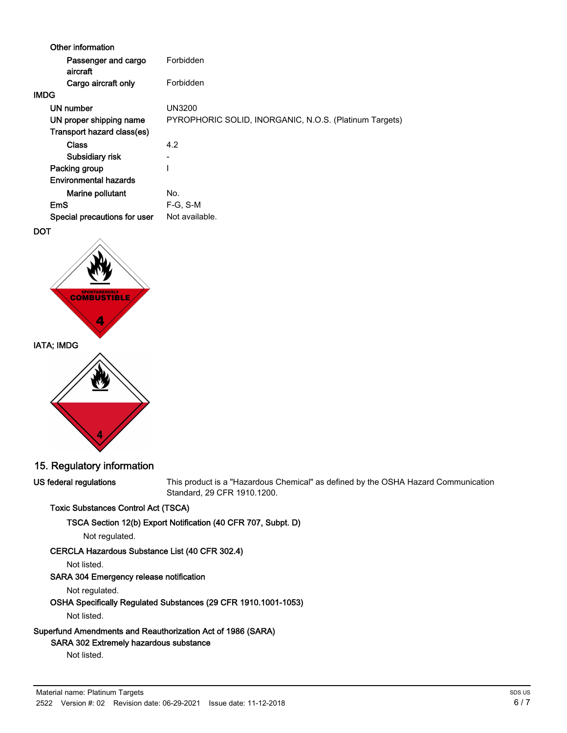**Other information**

| | |
|---|---|
| Passenger and cargo aircraft | Forbidden |
| Cargo aircraft only | Forbidden |

**IMDG**

| | |
|---|---|
| UN number | UN3200 |
| UN proper shipping name | PYROPHORIC SOLID, INORGANIC, N.O.S. (Platinum Targets) |
| Transport hazard class(es) | |
| Class | 4.2 |
| Subsidiary risk | - |
| Packing group | I |
| Environmental hazards | |
| Marine pollutant | No. |
| EmS | F-G, S-M |
| Special precautions for user | Not available. |

**DOT**

SPONTANEOUSLY COMBUSTIBLE 4

**IATA; IMDG**

4

## 15. Regulatory information

**US federal regulations**

This product is a "Hazardous Chemical" as defined by the OSHA Hazard Communication Standard, 29 CFR 1910.1200.

**Toxic Substances Control Act (TSCA)**

**TSCA Section 12(b) Export Notification (40 CFR 707, Subpt. D)**

Not regulated.

**CERCLA Hazardous Substance List (40 CFR 302.4)**

Not listed.

**SARA 304 Emergency release notification**

Not regulated.

**OSHA Specifically Regulated Substances (29 CFR 1910.1001-1053)**

Not listed.

**Superfund Amendments and Reauthorization Act of 1986 (SARA)**

**SARA 302 Extremely hazardous substance**

Not listed.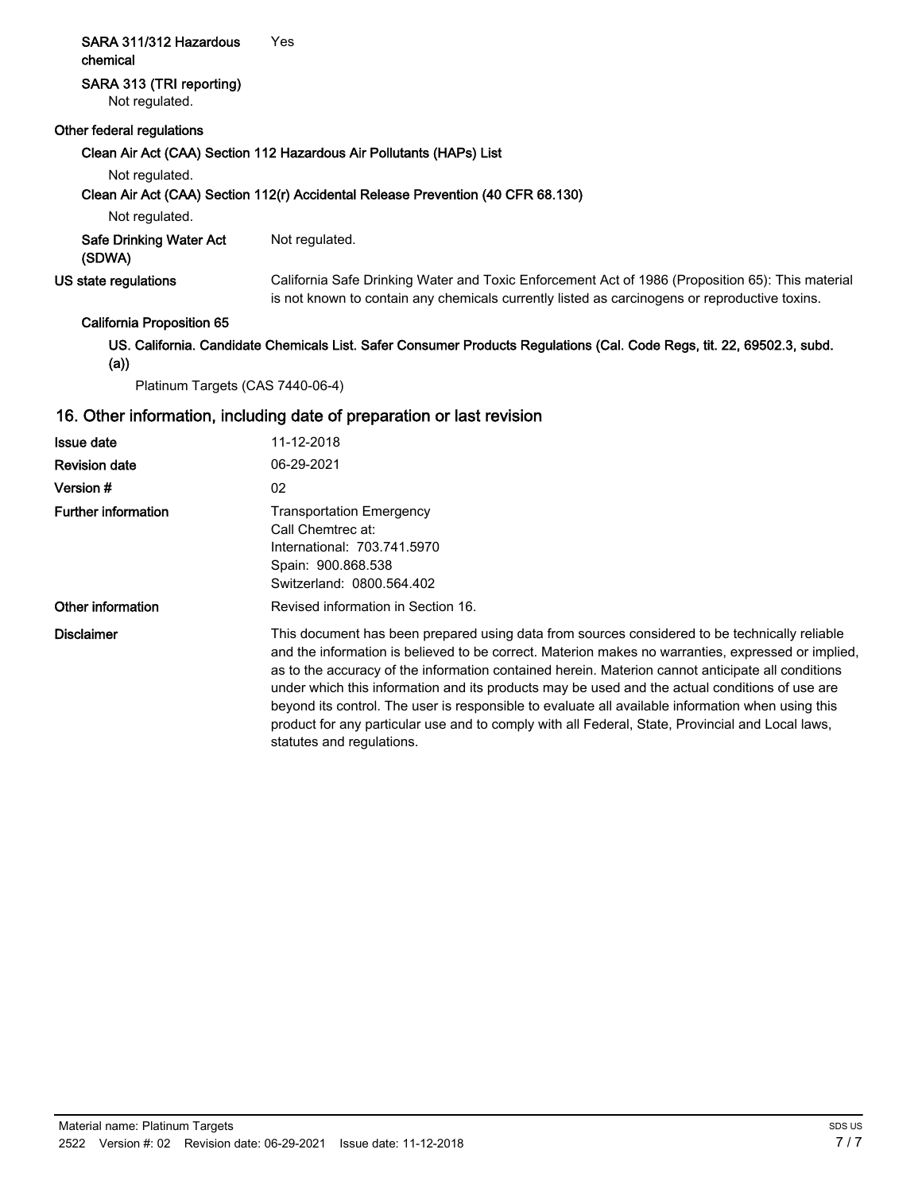**SARA 311/312 Hazardous chemical** Yes

**SARA 313 (TRI reporting)**

Not regulated.

**Other federal regulations**

**Clean Air Act (CAA) Section 112 Hazardous Air Pollutants (HAPs) List**

Not regulated.

**Clean Air Act (CAA) Section 112(r) Accidental Release Prevention (40 CFR 68.130)**

Not regulated.

**Safe Drinking Water Act (SDWA)** Not regulated.

**US state regulations** California Safe Drinking Water and Toxic Enforcement Act of 1986 (Proposition 65): This material is not known to contain any chemicals currently listed as carcinogens or reproductive toxins.

**California Proposition 65**

**US. California. Candidate Chemicals List. Safer Consumer Products Regulations (Cal. Code Regs, tit. 22, 69502.3, subd. (a))**

Platinum Targets (CAS 7440-06-4)

## 16. Other information, including date of preparation or last revision

| | |
|---|---|
| **Issue date** | 11-12-2018 |
| **Revision date** | 06-29-2021 |
| **Version #** | 02 |
| **Further information** | Transportation Emergency<br>Call Chemtrec at:<br>International: 703.741.5970<br>Spain: 900.868.538<br>Switzerland: 0800.564.402 |
| **Other information** | Revised information in Section 16. |
| **Disclaimer** | This document has been prepared using data from sources considered to be technically reliable and the information is believed to be correct. Materion makes no warranties, expressed or implied, as to the accuracy of the information contained herein. Materion cannot anticipate all conditions under which this information and its products may be used and the actual conditions of use are beyond its control. The user is responsible to evaluate all available information when using this product for any particular use and to comply with all Federal, State, Provincial and Local laws, statutes and regulations. |